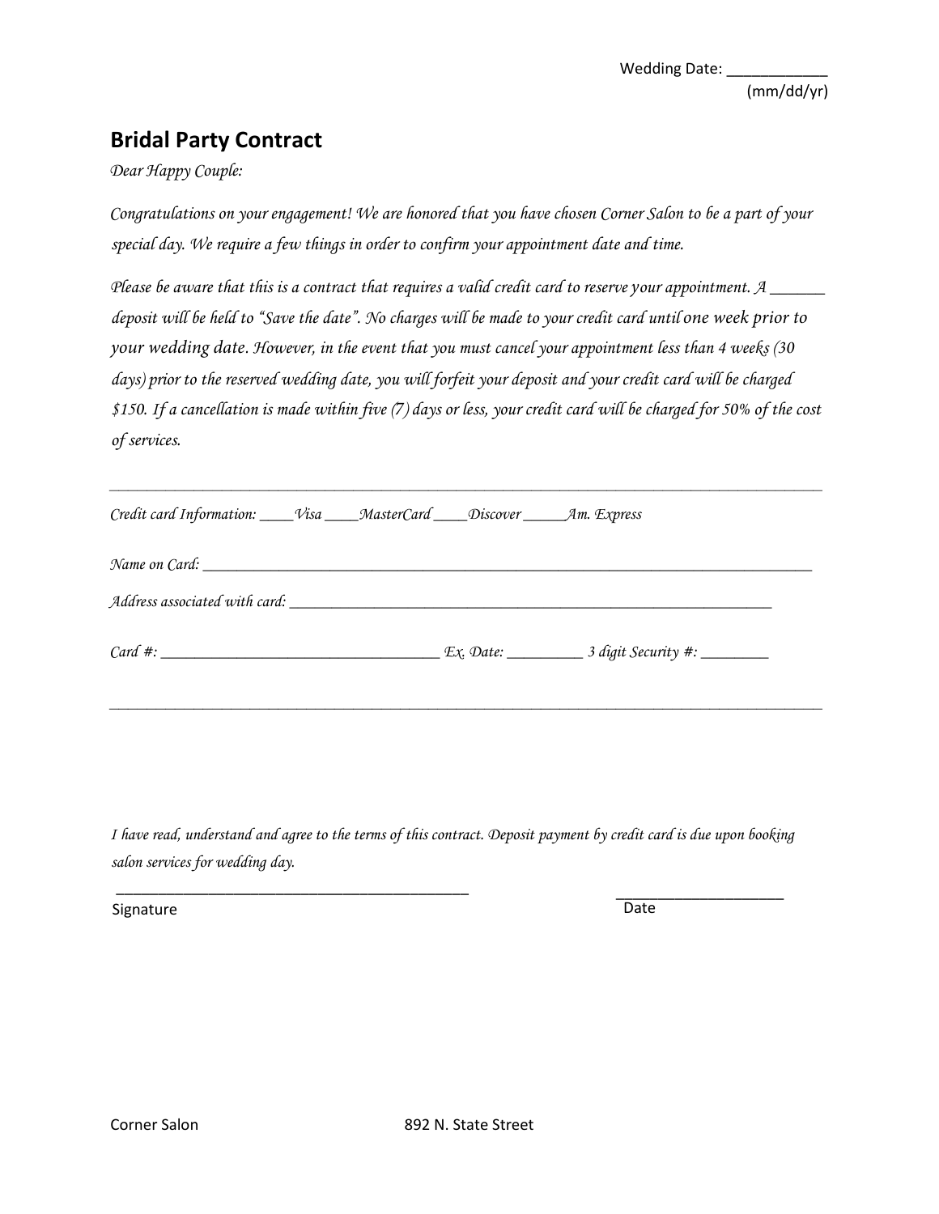Wedding Date: ____________
(mm/dd/yr)

## Bridal Party Contract

*Dear Happy Couple:*

*Congratulations on your engagement! We are honored that you have chosen Corner Salon to be a part of your special day. We require a few things in order to confirm your appointment date and time.*

*Please be aware that this is a contract that requires a valid credit card to reserve your appointment. A _______ deposit will be held to "Save the date". No charges will be made to your credit card until* one week prior to your wedding date. *However, in the event that you must cancel your appointment less than 4 weeks (30 days) prior to the reserved wedding date, you will forfeit your deposit and your credit card will be charged $150. If a cancellation is made within five (7) days or less, your credit card will be charged for 50% of the cost of services.*

---

*Credit card Information: ____Visa ____MasterCard ____Discover _____Am. Express*

*Name on Card: ________________________________________________________________________________*

*Address associated with card: ________________________________________________________________*

*Card #: ___________________________________ Ex. Date: _________ 3 digit Security #: ________*

---

*I have read, understand and agree to the terms of this contract. Deposit payment by credit card is due upon booking salon services for wedding day.*

_____________________________________________ Signature

_____________________ Date

Corner Salon 892 N. State Street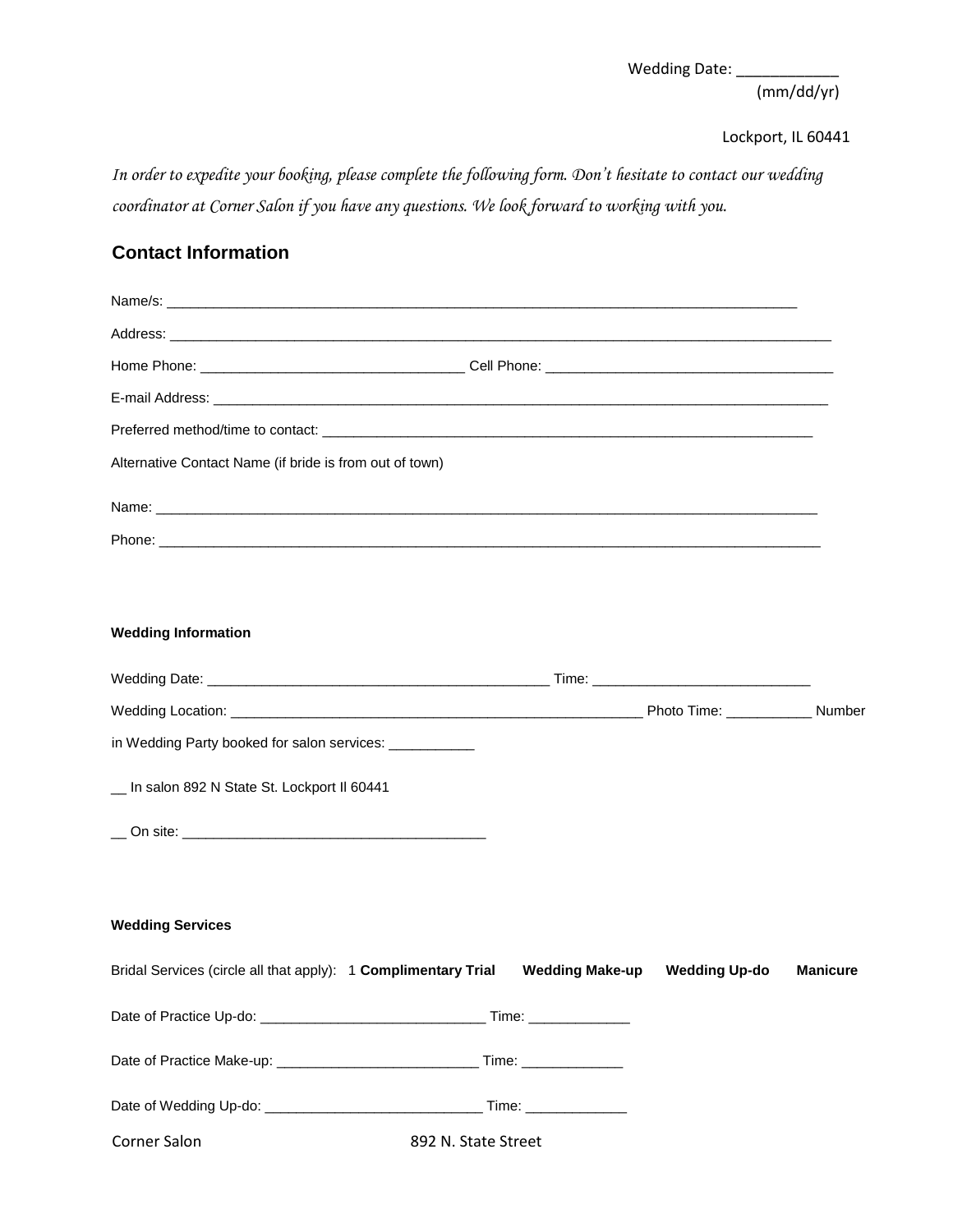Wedding Date: ____________
(mm/dd/yr)

Lockport, IL 60441

*In order to expedite your booking, please complete the following form. Don't hesitate to contact our wedding coordinator at Corner Salon if you have any questions. We look forward to working with you.*

## Contact Information

Name/s: ______________________________________________________________________________

Address: ______________________________________________________________________________

Home Phone: _________________________________ Cell Phone: ____________________________________

E-mail Address: ________________________________________________________________________

Preferred method/time to contact: _________________________________________________________

Alternative Contact Name (if bride is from out of town)

Name: ________________________________________________________________________________

Phone: _______________________________________________________________________________

### Wedding Information

Wedding Date: ____________________________________________ Time: ____________________________

Wedding Location: _____________________________________________________ Photo Time: ___________ Number in Wedding Party booked for salon services: ___________

__ In salon 892 N State St. Lockport Il 60441

__ On site: _______________________________________

### Wedding Services

Bridal Services (circle all that apply): 1 **Complimentary Trial** **Wedding Make-up** **Wedding Up-do** **Manicure**

Date of Practice Up-do: _____________________________ Time: _____________

Date of Practice Make-up: __________________________ Time: _____________

Date of Wedding Up-do: ____________________________ Time: _____________

Corner Salon 892 N. State Street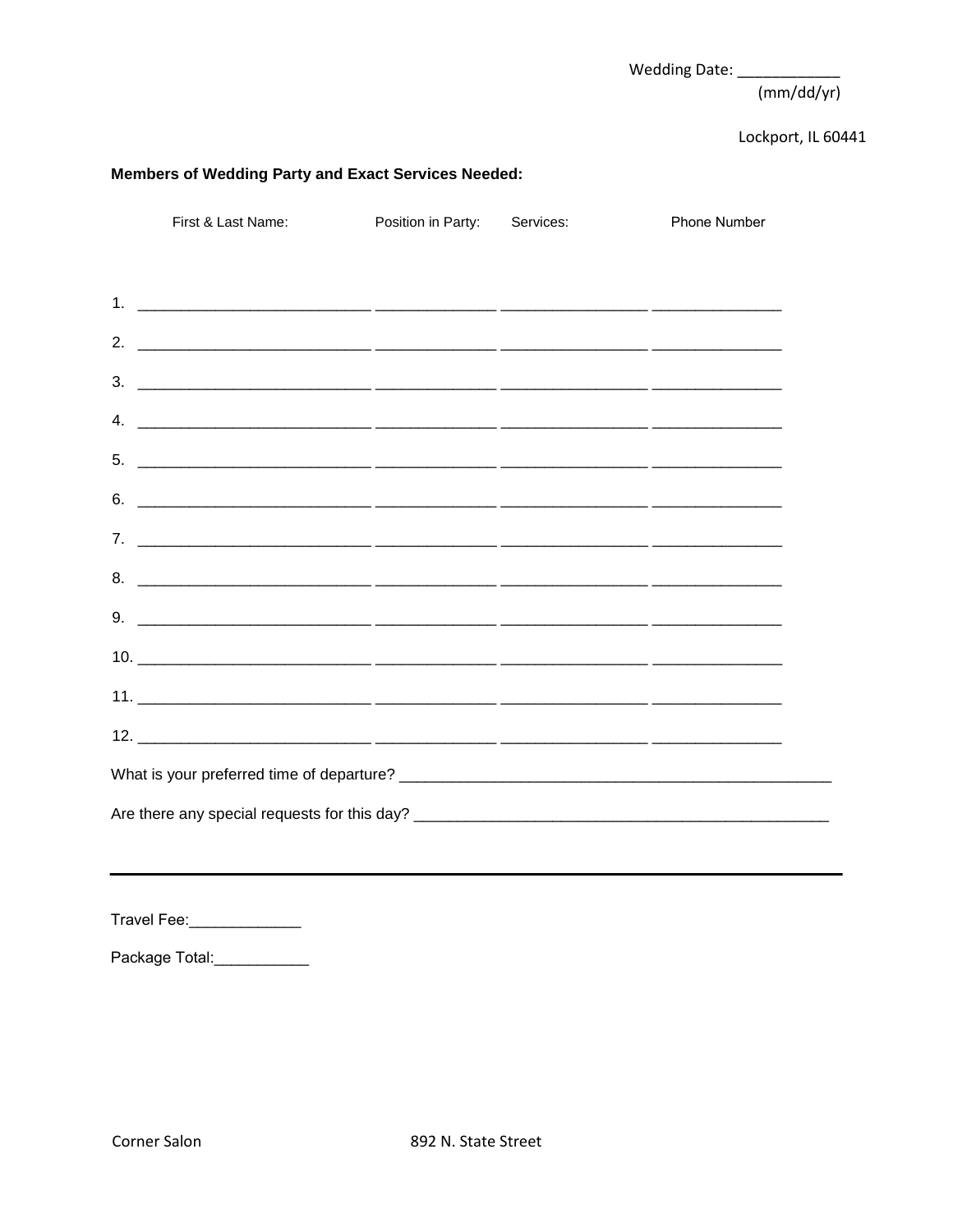Wedding Date: ___________
(mm/dd/yr)

**Members of Wedding Party and Exact Services Needed:**

| | First & Last Name: | Position in Party: | Services: | Phone Number |
|---|---|---|---|---|
| 1. | | | | |
| 2. | | | | |
| 3. | | | | |
| 4. | | | | |
| 5. | | | | |
| 6. | | | | |
| 7. | | | | |
| 8. | | | | |
| 9. | | | | |
| 10. | | | | |
| 11. | | | | |
| 12. | | | | |

What is your preferred time of departure? ___________________________________________________

Are there any special requests for this day? ________________________________________________

---

Travel Fee:_____________

Package Total:___________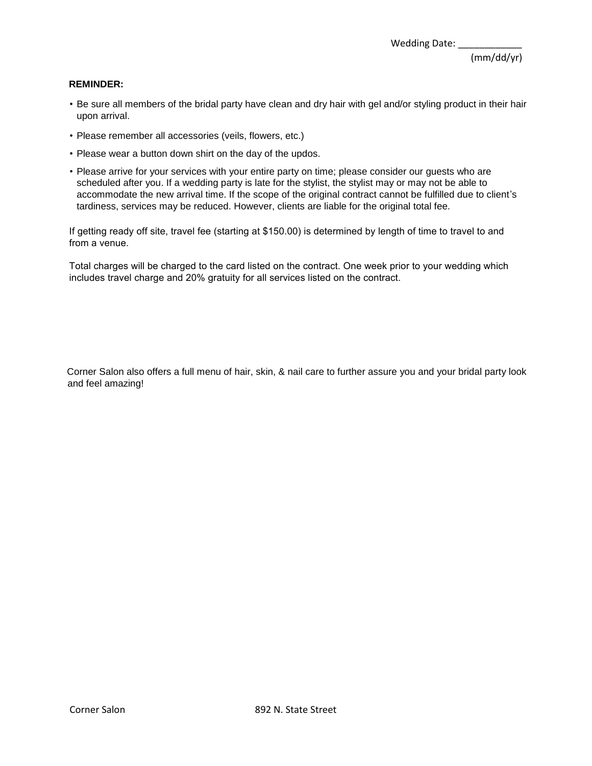Wedding Date: ____________
(mm/dd/yr)

**REMINDER:**

- Be sure all members of the bridal party have clean and dry hair with gel and/or styling product in their hair upon arrival.
- Please remember all accessories (veils, flowers, etc.)
- Please wear a button down shirt on the day of the updos.
- Please arrive for your services with your entire party on time; please consider our guests who are scheduled after you. If a wedding party is late for the stylist, the stylist may or may not be able to accommodate the new arrival time. If the scope of the original contract cannot be fulfilled due to client's tardiness, services may be reduced. However, clients are liable for the original total fee.

If getting ready off site, travel fee (starting at $150.00) is determined by length of time to travel to and from a venue.

Total charges will be charged to the card listed on the contract. One week prior to your wedding which includes travel charge and 20% gratuity for all services listed on the contract.

Corner Salon also offers a full menu of hair, skin, & nail care to further assure you and your bridal party look and feel amazing!

Corner Salon 892 N. State Street